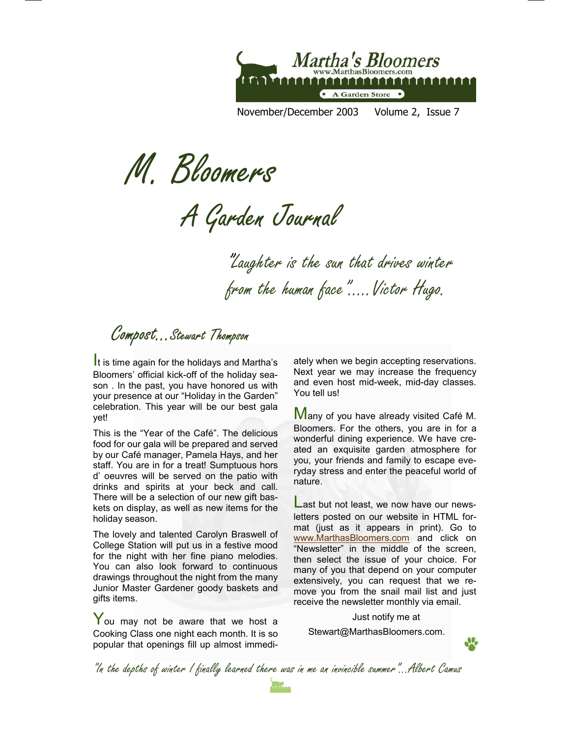Martha's Bloomers
www.MarthasBloomers.com
A Garden Store

November/December 2003 Volume 2, Issue 7

# M. Bloomers

## A Garden Journal

*"Laughter is the sun that drives winter from the human face".....Victor Hugo.*

## Compost...Stewart Thompson

It is time again for the holidays and Martha's Bloomers' official kick-off of the holiday season . In the past, you have honored us with your presence at our "Holiday in the Garden" celebration. This year will be our best gala yet!

This is the "Year of the Café". The delicious food for our gala will be prepared and served by our Café manager, Pamela Hays, and her staff. You are in for a treat! Sumptuous hors d' oeuvres will be served on the patio with drinks and spirits at your beck and call. There will be a selection of our new gift baskets on display, as well as new items for the holiday season.

The lovely and talented Carolyn Braswell of College Station will put us in a festive mood for the night with her fine piano melodies. You can also look forward to continuous drawings throughout the night from the many Junior Master Gardener goody baskets and gifts items.

You may not be aware that we host a Cooking Class one night each month. It is so popular that openings fill up almost immediately when we begin accepting reservations. Next year we may increase the frequency and even host mid-week, mid-day classes. You tell us!

Many of you have already visited Café M. Bloomers. For the others, you are in for a wonderful dining experience. We have created an exquisite garden atmosphere for you, your friends and family to escape everyday stress and enter the peaceful world of nature.

Last but not least, we now have our newsletters posted on our website in HTML format (just as it appears in print). Go to www.MarthasBloomers.com and click on "Newsletter" in the middle of the screen, then select the issue of your choice. For many of you that depend on your computer extensively, you can request that we remove you from the snail mail list and just receive the newsletter monthly via email.

Just notify me at

Stewart@MarthasBloomers.com.

*"In the depths of winter I finally learned there was in me an invincible summer"...Albert Camus*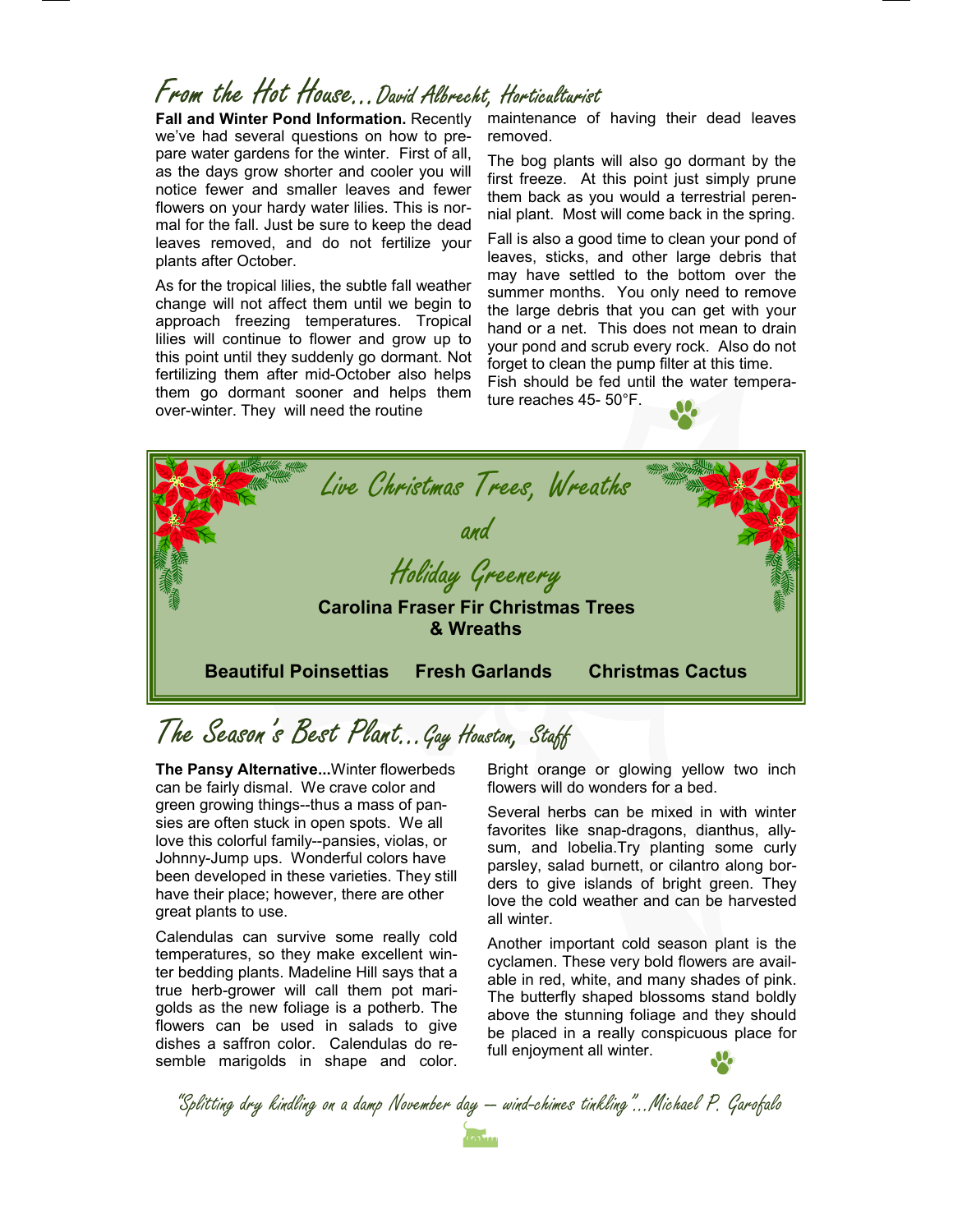## From the Hot House... David Albrecht, Horticulturist

**Fall and Winter Pond Information.** Recently we've had several questions on how to prepare water gardens for the winter. First of all, as the days grow shorter and cooler you will notice fewer and smaller leaves and fewer flowers on your hardy water lilies. This is normal for the fall. Just be sure to keep the dead leaves removed, and do not fertilize your plants after October.

As for the tropical lilies, the subtle fall weather change will not affect them until we begin to approach freezing temperatures. Tropical lilies will continue to flower and grow up to this point until they suddenly go dormant. Not fertilizing them after mid-October also helps them go dormant sooner and helps them over-winter. They will need the routine maintenance of having their dead leaves removed.

The bog plants will also go dormant by the first freeze. At this point just simply prune them back as you would a terrestrial perennial plant. Most will come back in the spring.

Fall is also a good time to clean your pond of leaves, sticks, and other large debris that may have settled to the bottom over the summer months. You only need to remove the large debris that you can get with your hand or a net. This does not mean to drain your pond and scrub every rock. Also do not forget to clean the pump filter at this time.

Fish should be fed until the water temperature reaches 45- 50°F.

## Live Christmas Trees, Wreaths and Holiday Greenery

**Carolina Fraser Fir Christmas Trees & Wreaths**

**Beautiful Poinsettias** **Fresh Garlands** **Christmas Cactus**

## The Season's Best Plant... Gay Houston, Staff

**The Pansy Alternative...**Winter flowerbeds can be fairly dismal. We crave color and green growing things--thus a mass of pansies are often stuck in open spots. We all love this colorful family--pansies, violas, or Johnny-Jump ups. Wonderful colors have been developed in these varieties. They still have their place; however, there are other great plants to use.

Calendulas can survive some really cold temperatures, so they make excellent winter bedding plants. Madeline Hill says that a true herb-grower will call them pot marigolds as the new foliage is a potherb. The flowers can be used in salads to give dishes a saffron color. Calendulas do resemble marigolds in shape and color. Bright orange or glowing yellow two inch flowers will do wonders for a bed.

Several herbs can be mixed in with winter favorites like snap-dragons, dianthus, allysum, and lobelia.Try planting some curly parsley, salad burnett, or cilantro along borders to give islands of bright green. They love the cold weather and can be harvested all winter.

Another important cold season plant is the cyclamen. These very bold flowers are available in red, white, and many shades of pink. The butterfly shaped blossoms stand boldly above the stunning foliage and they should be placed in a really conspicuous place for full enjoyment all winter.

*"Splitting dry kindling on a damp November day — wind-chimes tinkling"...Michael P. Garofalo*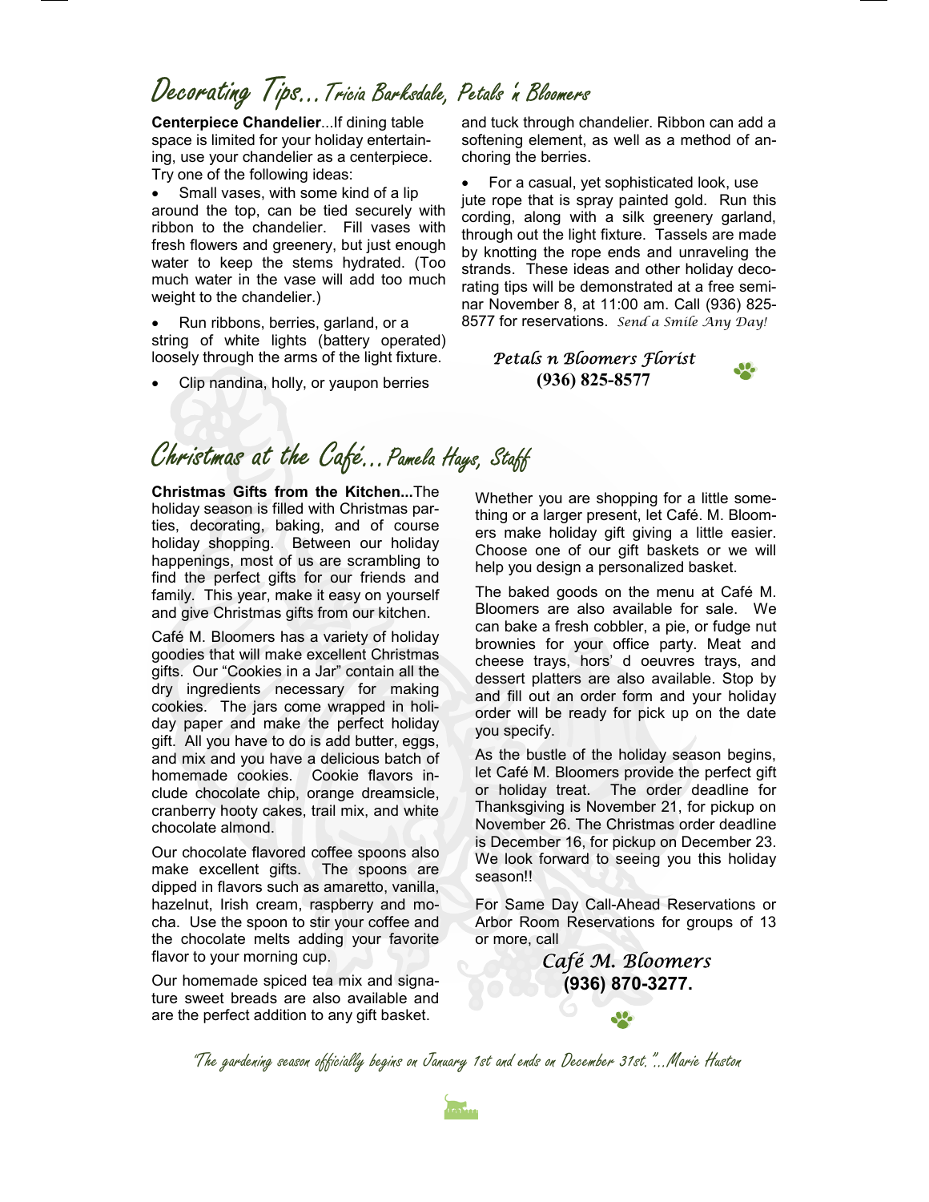# Decorating Tips...Tricia Barksdale, Petals 'n Bloomers

**Centerpiece Chandelier**...If dining table space is limited for your holiday entertaining, use your chandelier as a centerpiece. Try one of the following ideas:

- Small vases, with some kind of a lip around the top, can be tied securely with ribbon to the chandelier. Fill vases with fresh flowers and greenery, but just enough water to keep the stems hydrated. (Too much water in the vase will add too much weight to the chandelier.)
- Run ribbons, berries, garland, or a string of white lights (battery operated) loosely through the arms of the light fixture.
- Clip nandina, holly, or yaupon berries and tuck through chandelier. Ribbon can add a softening element, as well as a method of anchoring the berries.
- For a casual, yet sophisticated look, use jute rope that is spray painted gold. Run this cording, along with a silk greenery garland, through out the light fixture. Tassels are made by knotting the rope ends and unraveling the strands. These ideas and other holiday decorating tips will be demonstrated at a free seminar November 8, at 11:00 am. Call (936) 825-8577 for reservations. *Send a Smile Any Day!*

*Petals n Bloomers Florist*
**(936) 825-8577**

# Christmas at the Café...Pamela Hays, Staff

**Christmas Gifts from the Kitchen...**The holiday season is filled with Christmas parties, decorating, baking, and of course holiday shopping. Between our holiday happenings, most of us are scrambling to find the perfect gifts for our friends and family. This year, make it easy on yourself and give Christmas gifts from our kitchen.

Café M. Bloomers has a variety of holiday goodies that will make excellent Christmas gifts. Our "Cookies in a Jar" contain all the dry ingredients necessary for making cookies. The jars come wrapped in holiday paper and make the perfect holiday gift. All you have to do is add butter, eggs, and mix and you have a delicious batch of homemade cookies. Cookie flavors include chocolate chip, orange dreamsicle, cranberry hooty cakes, trail mix, and white chocolate almond.

Our chocolate flavored coffee spoons also make excellent gifts. The spoons are dipped in flavors such as amaretto, vanilla, hazelnut, Irish cream, raspberry and mocha. Use the spoon to stir your coffee and the chocolate melts adding your favorite flavor to your morning cup.

Our homemade spiced tea mix and signature sweet breads are also available and are the perfect addition to any gift basket.

Whether you are shopping for a little something or a larger present, let Café. M. Bloomers make holiday gift giving a little easier. Choose one of our gift baskets or we will help you design a personalized basket.

The baked goods on the menu at Café M. Bloomers are also available for sale. We can bake a fresh cobbler, a pie, or fudge nut brownies for your office party. Meat and cheese trays, hors' d oeuvres trays, and dessert platters are also available. Stop by and fill out an order form and your holiday order will be ready for pick up on the date you specify.

As the bustle of the holiday season begins, let Café M. Bloomers provide the perfect gift or holiday treat. The order deadline for Thanksgiving is November 21, for pickup on November 26. The Christmas order deadline is December 16, for pickup on December 23. We look forward to seeing you this holiday season!!

For Same Day Call-Ahead Reservations or Arbor Room Reservations for groups of 13 or more, call

*Café M. Bloomers*
**(936) 870-3277.**

*"The gardening season officially begins on January 1st and ends on December 31st."...Marie Huston*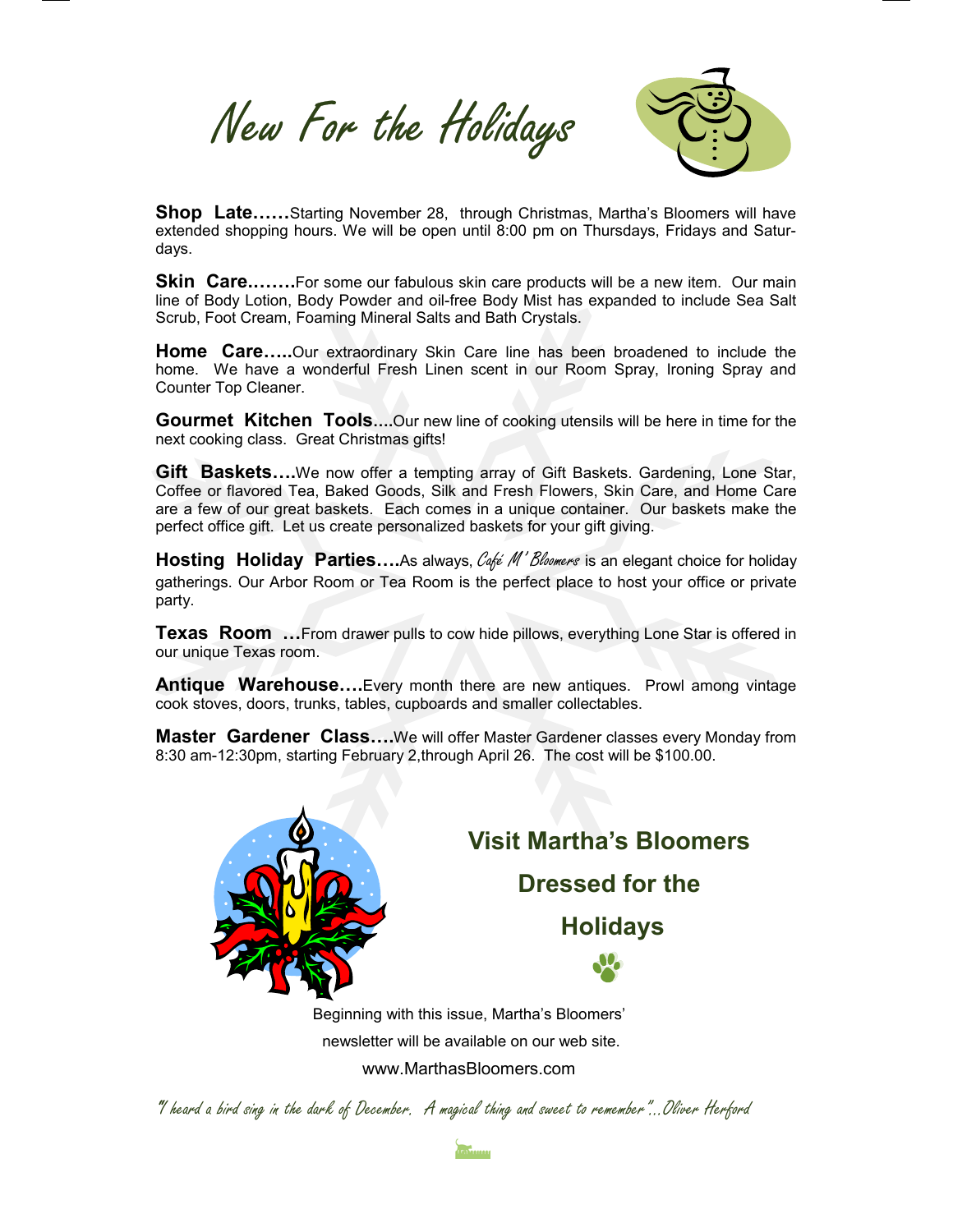# New For the Holidays

**Shop Late……**Starting November 28, through Christmas, Martha's Bloomers will have extended shopping hours. We will be open until 8:00 pm on Thursdays, Fridays and Saturdays.

**Skin Care……..**For some our fabulous skin care products will be a new item. Our main line of Body Lotion, Body Powder and oil-free Body Mist has expanded to include Sea Salt Scrub, Foot Cream, Foaming Mineral Salts and Bath Crystals.

**Home Care…..**Our extraordinary Skin Care line has been broadened to include the home. We have a wonderful Fresh Linen scent in our Room Spray, Ironing Spray and Counter Top Cleaner.

**Gourmet Kitchen Tools….**Our new line of cooking utensils will be here in time for the next cooking class. Great Christmas gifts!

**Gift Baskets….**We now offer a tempting array of Gift Baskets. Gardening, Lone Star, Coffee or flavored Tea, Baked Goods, Silk and Fresh Flowers, Skin Care, and Home Care are a few of our great baskets. Each comes in a unique container. Our baskets make the perfect office gift. Let us create personalized baskets for your gift giving.

**Hosting Holiday Parties….**As always, *Café M' Bloomers* is an elegant choice for holiday gatherings. Our Arbor Room or Tea Room is the perfect place to host your office or private party.

**Texas Room …**From drawer pulls to cow hide pillows, everything Lone Star is offered in our unique Texas room.

**Antique Warehouse….**Every month there are new antiques. Prowl among vintage cook stoves, doors, trunks, tables, cupboards and smaller collectables.

**Master Gardener Class….**We will offer Master Gardener classes every Monday from 8:30 am-12:30pm, starting February 2,through April 26. The cost will be $100.00.

## Visit Martha's Bloomers Dressed for the Holidays

Beginning with this issue, Martha's Bloomers' newsletter will be available on our web site.

www.MarthasBloomers.com

*"I heard a bird sing in the dark of December. A magical thing and sweet to remember"…Oliver Herford*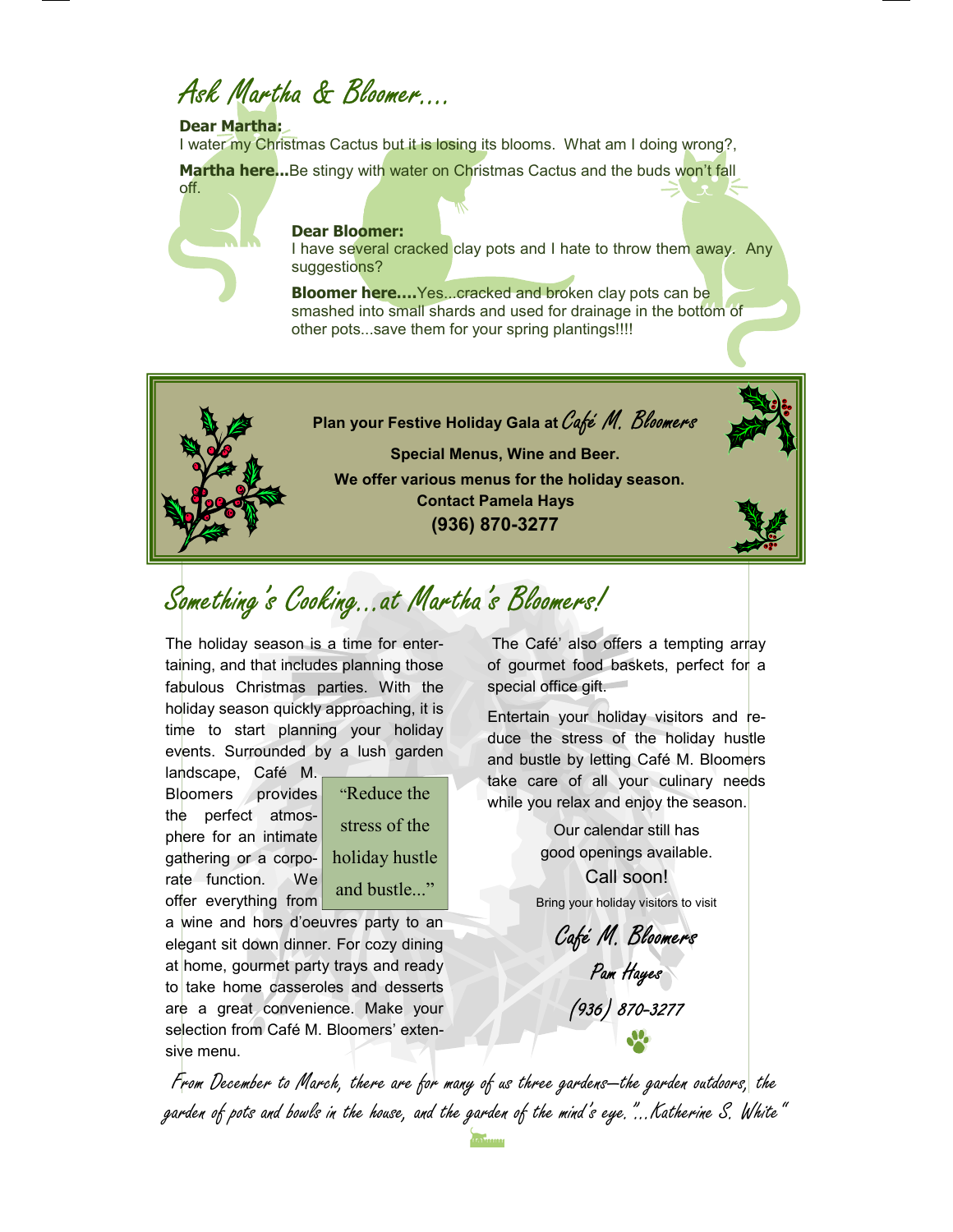# Ask Martha & Bloomer....

**Dear Martha:**
I water my Christmas Cactus but it is losing its blooms. What am I doing wrong?,

**Martha here...**Be stingy with water on Christmas Cactus and the buds won't fall off.

**Dear Bloomer:**
I have several cracked clay pots and I hate to throw them away. Any suggestions?

**Bloomer here....**Yes...cracked and broken clay pots can be smashed into small shards and used for drainage in the bottom of other pots...save them for your spring plantings!!!!

---

**Plan your Festive Holiday Gala at *Café M. Bloomers***

**Special Menus, Wine and Beer.**

**We offer various menus for the holiday season.**

**Contact Pamela Hays**

**(936) 870-3277**

---

# Something's Cooking...at Martha's Bloomers!

The holiday season is a time for entertaining, and that includes planning those fabulous Christmas parties. With the holiday season quickly approaching, it is time to start planning your holiday events. Surrounded by a lush garden landscape, Café M. Bloomers provides the perfect atmosphere for an intimate gathering or a corporate function. We offer everything from a wine and hors d'oeuvres party to an elegant sit down dinner. For cozy dining at home, gourmet party trays and ready to take home casseroles and desserts are a great convenience. Make your selection from Café M. Bloomers' extensive menu.

> "Reduce the stress of the holiday hustle and bustle..."

The Café' also offers a tempting array of gourmet food baskets, perfect for a special office gift.

Entertain your holiday visitors and reduce the stress of the holiday hustle and bustle by letting Café M. Bloomers take care of all your culinary needs while you relax and enjoy the season.

Our calendar still has good openings available.

Call soon!

Bring your holiday visitors to visit

*Café M. Bloomers*

*Pam Hayes*

*(936) 870-3277*

*From December to March, there are for many of us three gardens—the garden outdoors, the garden of pots and bowls in the house, and the garden of the mind's eye."...Katherine S. White"*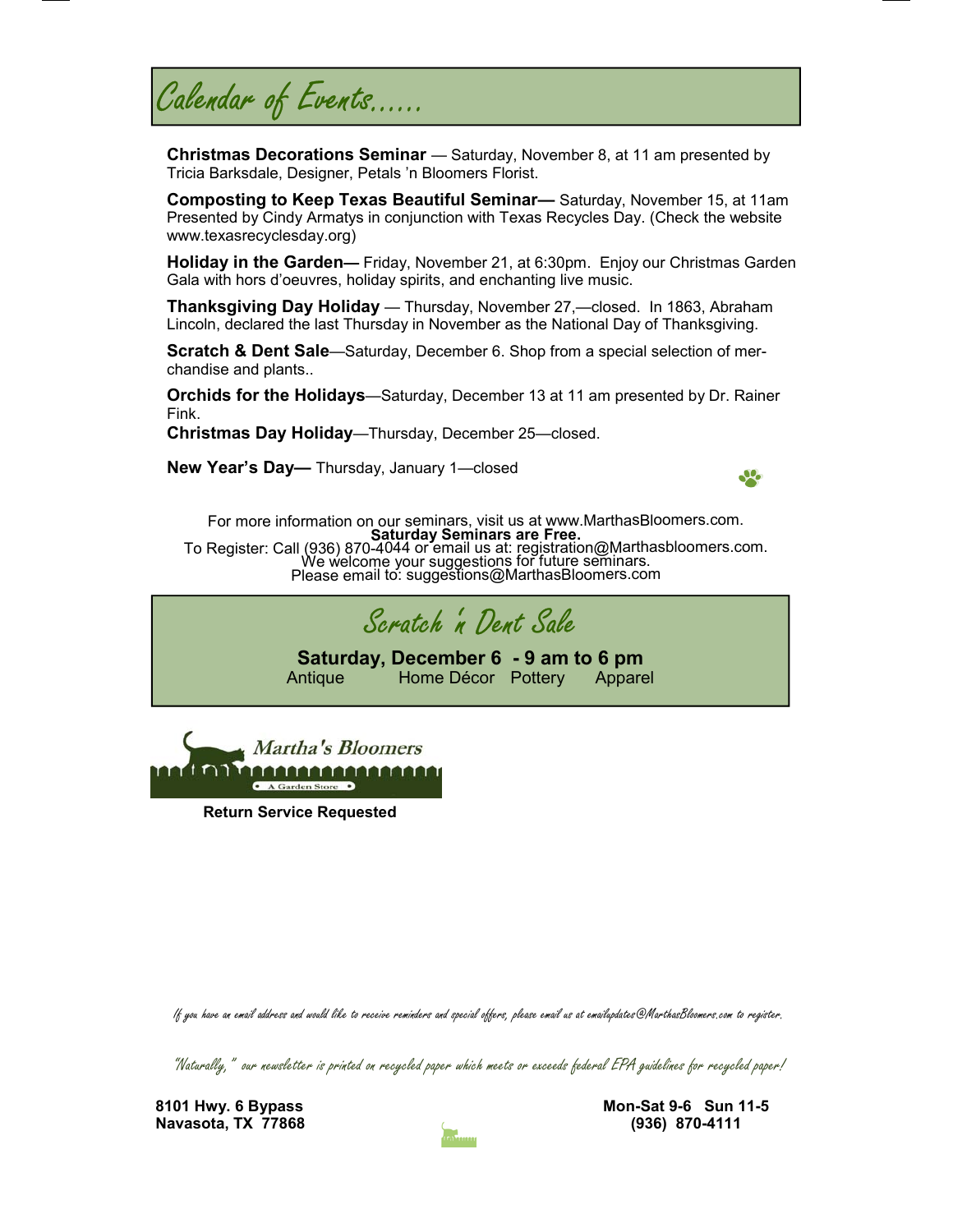# Calendar of Events......

**Christmas Decorations Seminar** — Saturday, November 8, at 11 am presented by Tricia Barksdale, Designer, Petals 'n Bloomers Florist.

**Composting to Keep Texas Beautiful Seminar—** Saturday, November 15, at 11am Presented by Cindy Armatys in conjunction with Texas Recycles Day. (Check the website www.texasrecyclesday.org)

**Holiday in the Garden—** Friday, November 21, at 6:30pm. Enjoy our Christmas Garden Gala with hors d'oeuvres, holiday spirits, and enchanting live music.

**Thanksgiving Day Holiday** — Thursday, November 27,—closed. In 1863, Abraham Lincoln, declared the last Thursday in November as the National Day of Thanksgiving.

**Scratch & Dent Sale**—Saturday, December 6. Shop from a special selection of merchandise and plants..

**Orchids for the Holidays**—Saturday, December 13 at 11 am presented by Dr. Rainer Fink.

**Christmas Day Holiday**—Thursday, December 25—closed.

**New Year's Day—** Thursday, January 1—closed

For more information on our seminars, visit us at www.MarthasBloomers.com.
**Saturday Seminars are Free.**
To Register: Call (936) 870-4044 or email us at: registration@Marthasbloomers.com.
We welcome your suggestions for future seminars.
Please email to: suggestions@MarthasBloomers.com

## Scratch 'n Dent Sale

**Saturday, December 6 - 9 am to 6 pm**

Antique Home Décor Pottery Apparel

Martha's Bloomers
A Garden Store

**Return Service Requested**

*If you have an email address and would like to receive reminders and special offers, please email us at emailupdates@MarthasBloomers.com to register.*

*"Naturally," our newsletter is printed on recycled paper which meets or exceeds federal EPA guidelines for recycled paper!*

**8101 Hwy. 6 Bypass**
**Navasota, TX 77868**

**Mon-Sat 9-6 Sun 11-5**
**(936) 870-4111**